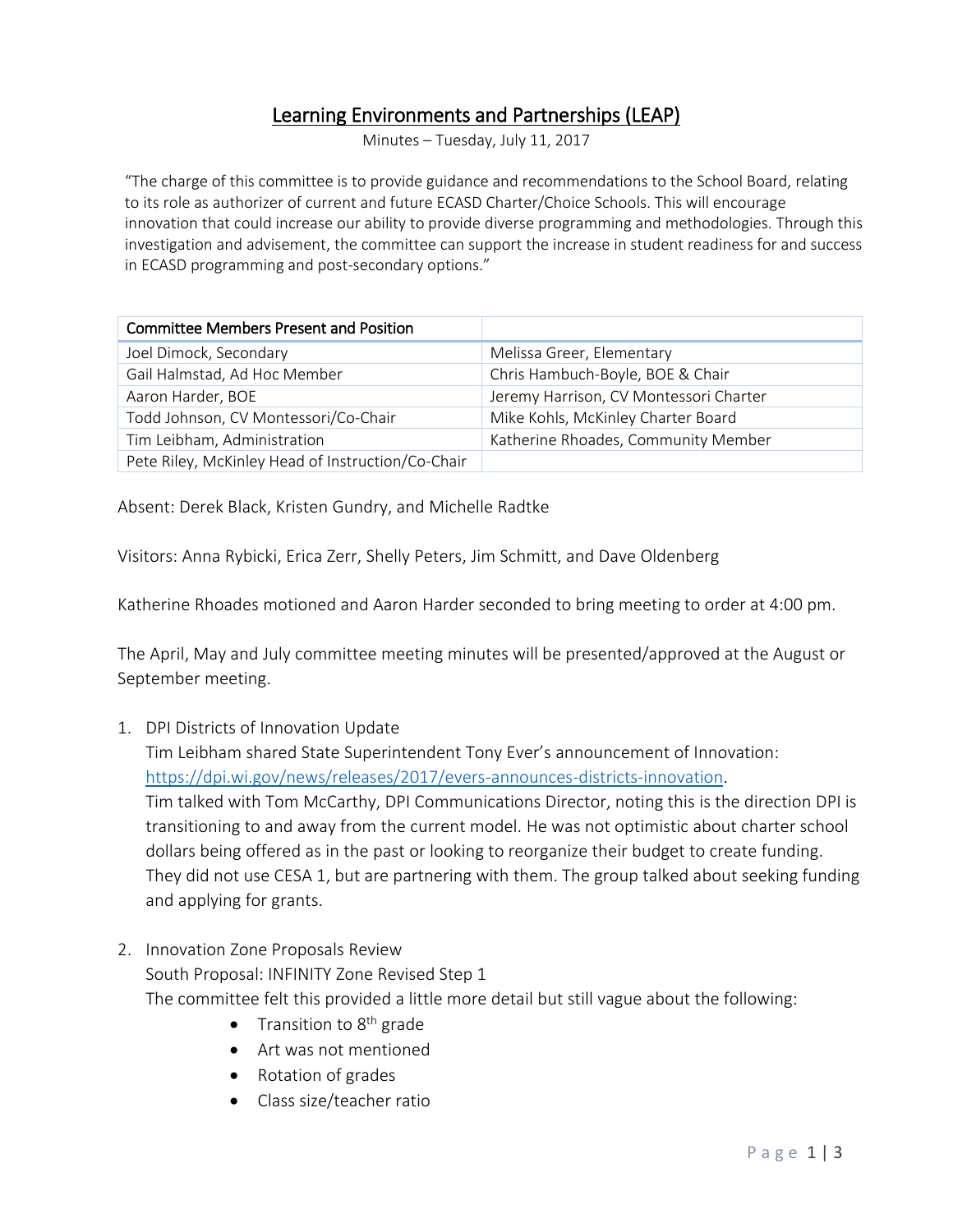# Learning Environments and Partnerships (LEAP)

Minutes – Tuesday, July 11, 2017

"The charge of this committee is to provide guidance and recommendations to the School Board, relating to its role as authorizer of current and future ECASD Charter/Choice Schools. This will encourage innovation that could increase our ability to provide diverse programming and methodologies. Through this investigation and advisement, the committee can support the increase in student readiness for and success in ECASD programming and post-secondary options."

| Committee Members Present and Position | |
|---|---|
| Joel Dimock, Secondary | Melissa Greer, Elementary |
| Gail Halmstad, Ad Hoc Member | Chris Hambuch-Boyle, BOE & Chair |
| Aaron Harder, BOE | Jeremy Harrison, CV Montessori Charter |
| Todd Johnson, CV Montessori/Co-Chair | Mike Kohls, McKinley Charter Board |
| Tim Leibham, Administration | Katherine Rhoades, Community Member |
| Pete Riley, McKinley Head of Instruction/Co-Chair | |

Absent: Derek Black, Kristen Gundry, and Michelle Radtke

Visitors: Anna Rybicki, Erica Zerr, Shelly Peters, Jim Schmitt, and Dave Oldenberg

Katherine Rhoades motioned and Aaron Harder seconded to bring meeting to order at 4:00 pm.

The April, May and July committee meeting minutes will be presented/approved at the August or September meeting.

1. DPI Districts of Innovation Update
   Tim Leibham shared State Superintendent Tony Ever's announcement of Innovation: https://dpi.wi.gov/news/releases/2017/evers-announces-districts-innovation.
   Tim talked with Tom McCarthy, DPI Communications Director, noting this is the direction DPI is transitioning to and away from the current model. He was not optimistic about charter school dollars being offered as in the past or looking to reorganize their budget to create funding. They did not use CESA 1, but are partnering with them. The group talked about seeking funding and applying for grants.

2. Innovation Zone Proposals Review
   South Proposal: INFINITY Zone Revised Step 1
   The committee felt this provided a little more detail but still vague about the following:
   - Transition to 8th grade
   - Art was not mentioned
   - Rotation of grades
   - Class size/teacher ratio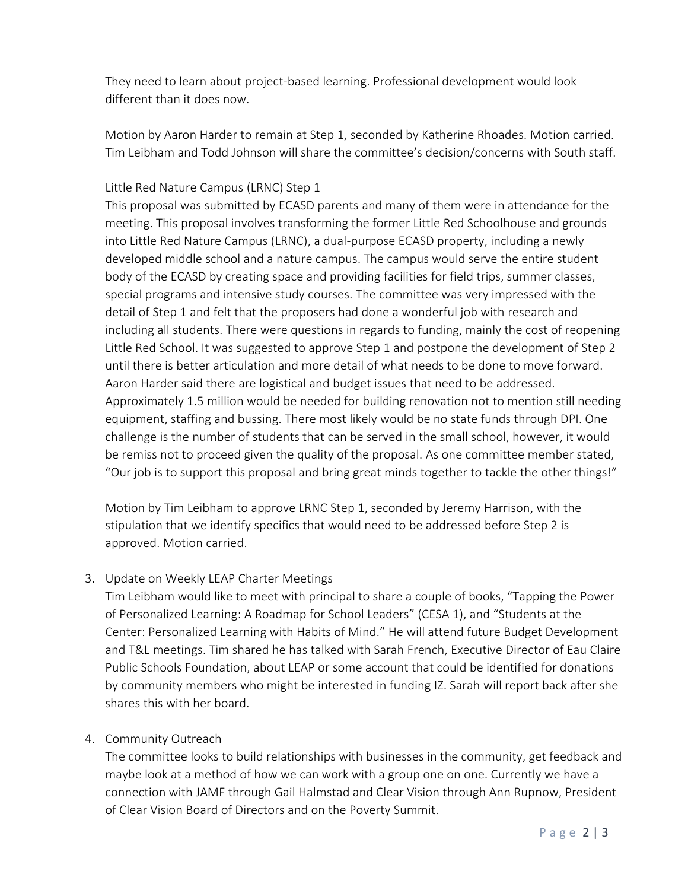They need to learn about project-based learning. Professional development would look different than it does now.

Motion by Aaron Harder to remain at Step 1, seconded by Katherine Rhoades. Motion carried. Tim Leibham and Todd Johnson will share the committee's decision/concerns with South staff.

Little Red Nature Campus (LRNC) Step 1

This proposal was submitted by ECASD parents and many of them were in attendance for the meeting. This proposal involves transforming the former Little Red Schoolhouse and grounds into Little Red Nature Campus (LRNC), a dual-purpose ECASD property, including a newly developed middle school and a nature campus. The campus would serve the entire student body of the ECASD by creating space and providing facilities for field trips, summer classes, special programs and intensive study courses. The committee was very impressed with the detail of Step 1 and felt that the proposers had done a wonderful job with research and including all students. There were questions in regards to funding, mainly the cost of reopening Little Red School. It was suggested to approve Step 1 and postpone the development of Step 2 until there is better articulation and more detail of what needs to be done to move forward. Aaron Harder said there are logistical and budget issues that need to be addressed. Approximately 1.5 million would be needed for building renovation not to mention still needing equipment, staffing and bussing. There most likely would be no state funds through DPI. One challenge is the number of students that can be served in the small school, however, it would be remiss not to proceed given the quality of the proposal. As one committee member stated, "Our job is to support this proposal and bring great minds together to tackle the other things!"

Motion by Tim Leibham to approve LRNC Step 1, seconded by Jeremy Harrison, with the stipulation that we identify specifics that would need to be addressed before Step 2 is approved. Motion carried.

3. Update on Weekly LEAP Charter Meetings

   Tim Leibham would like to meet with principal to share a couple of books, "Tapping the Power of Personalized Learning: A Roadmap for School Leaders" (CESA 1), and "Students at the Center: Personalized Learning with Habits of Mind." He will attend future Budget Development and T&L meetings. Tim shared he has talked with Sarah French, Executive Director of Eau Claire Public Schools Foundation, about LEAP or some account that could be identified for donations by community members who might be interested in funding IZ. Sarah will report back after she shares this with her board.

4. Community Outreach

   The committee looks to build relationships with businesses in the community, get feedback and maybe look at a method of how we can work with a group one on one. Currently we have a connection with JAMF through Gail Halmstad and Clear Vision through Ann Rupnow, President of Clear Vision Board of Directors and on the Poverty Summit.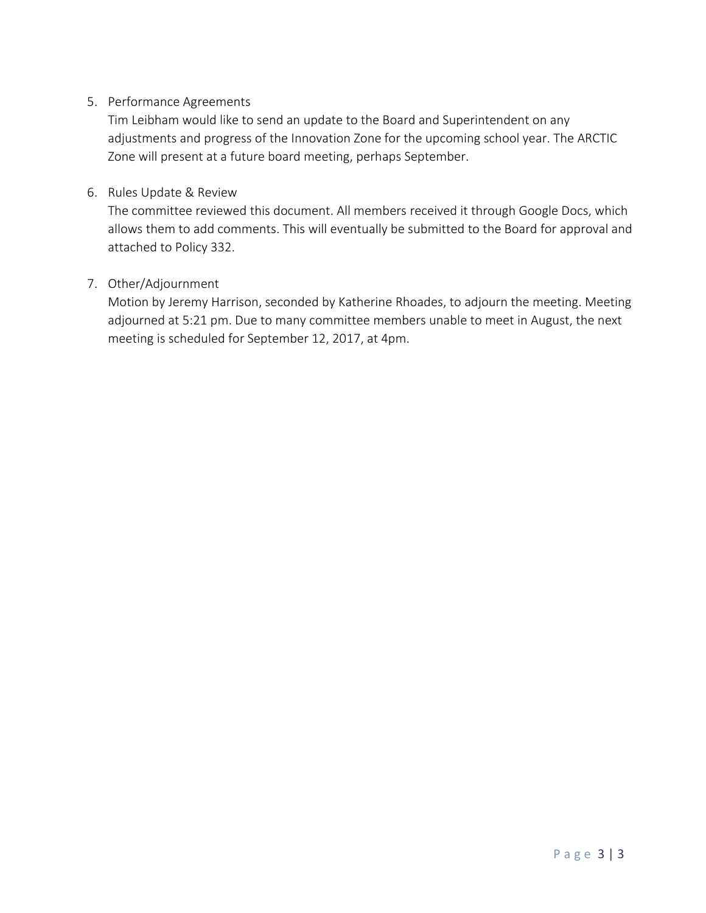5. Performance Agreements

   Tim Leibham would like to send an update to the Board and Superintendent on any adjustments and progress of the Innovation Zone for the upcoming school year. The ARCTIC Zone will present at a future board meeting, perhaps September.

6. Rules Update & Review

   The committee reviewed this document. All members received it through Google Docs, which allows them to add comments. This will eventually be submitted to the Board for approval and attached to Policy 332.

7. Other/Adjournment

   Motion by Jeremy Harrison, seconded by Katherine Rhoades, to adjourn the meeting. Meeting adjourned at 5:21 pm. Due to many committee members unable to meet in August, the next meeting is scheduled for September 12, 2017, at 4pm.